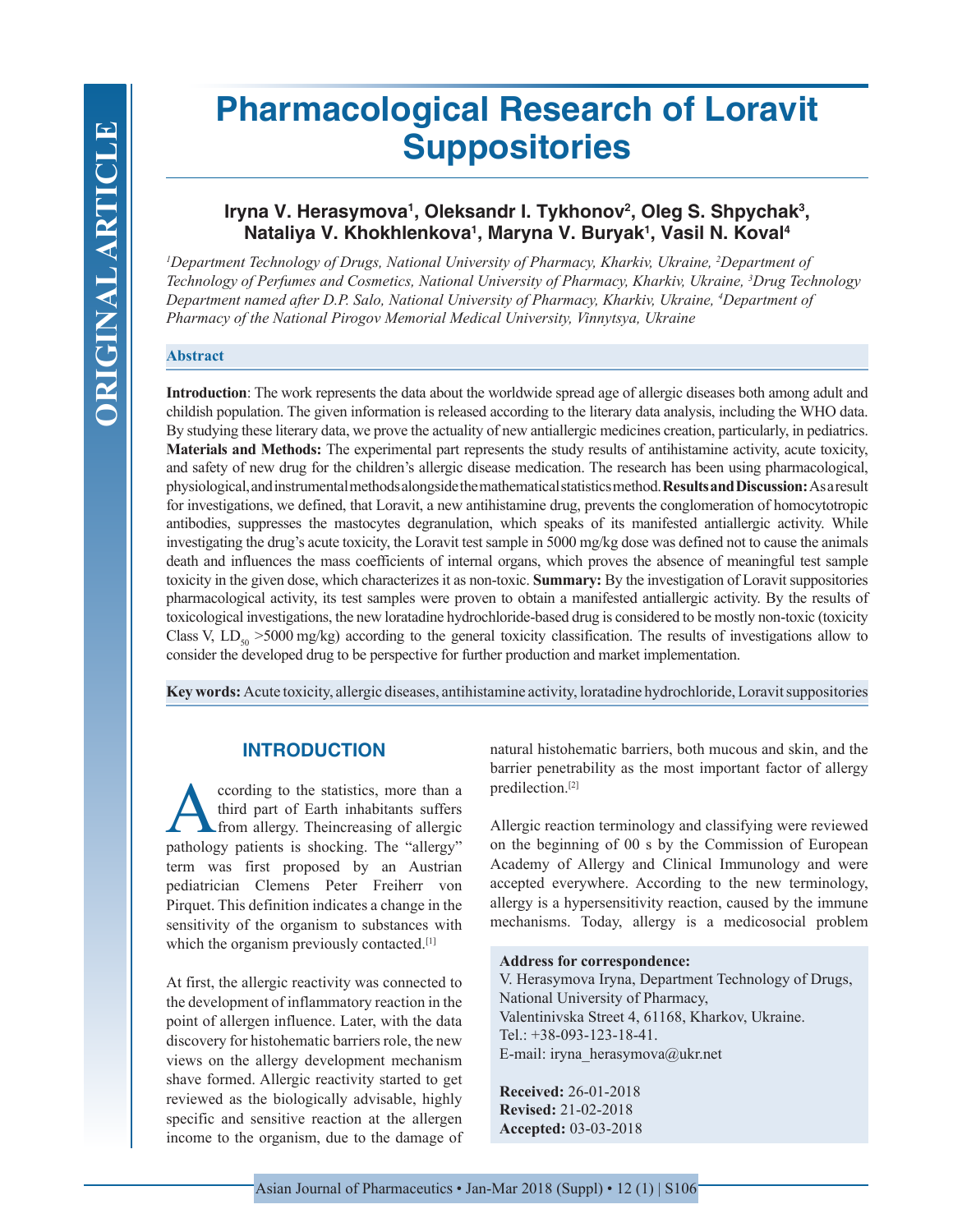# Pharmacological Research of Loravit Suppositories

**Iryna V. Herasymova[1], Oleksandr I. Tykhonov[2], Oleg S. Shpychak[3], Nataliya V. Khokhlenkova[1], Maryna V. Buryak[1], Vasil N. Koval[4]**

*[1]Department Technology of Drugs, National University of Pharmacy, Kharkiv, Ukraine, [2]Department of Technology of Perfumes and Cosmetics, National University of Pharmacy, Kharkiv, Ukraine, [3]Drug Technology Department named after D.P. Salo, National University of Pharmacy, Kharkiv, Ukraine, [4]Department of Pharmacy of the National Pirogov Memorial Medical University, Vinnytsya, Ukraine*

## Abstract

**Introduction**: The work represents the data about the worldwide spread age of allergic diseases both among adult and childish population. The given information is released according to the literary data analysis, including the WHO data. By studying these literary data, we prove the actuality of new antiallergic medicines creation, particularly, in pediatrics. **Materials and Methods:** The experimental part represents the study results of antihistamine activity, acute toxicity, and safety of new drug for the children's allergic disease medication. The research has been using pharmacological, physiological, and instrumental methods alongside the mathematical statistics method. **Results and Discussion:** As a result for investigations, we defined, that Loravit, a new antihistamine drug, prevents the conglomeration of homocytotropic antibodies, suppresses the mastocytes degranulation, which speaks of its manifested antiallergic activity. While investigating the drug's acute toxicity, the Loravit test sample in 5000 mg/kg dose was defined not to cause the animals death and influences the mass coefficients of internal organs, which proves the absence of meaningful test sample toxicity in the given dose, which characterizes it as non-toxic. **Summary:** By the investigation of Loravit suppositories pharmacological activity, its test samples were proven to obtain a manifested antiallergic activity. By the results of toxicological investigations, the new loratadine hydrochloride-based drug is considered to be mostly non-toxic (toxicity Class V, $LD_{50}$ >5000 mg/kg) according to the general toxicity classification. The results of investigations allow to consider the developed drug to be perspective for further production and market implementation.

**Key words:** Acute toxicity, allergic diseases, antihistamine activity, loratadine hydrochloride, Loravit suppositories

## INTRODUCTION

According to the statistics, more than a third part of Earth inhabitants suffers from allergy. Theincreasing of allergic pathology patients is shocking. The "allergy" term was first proposed by an Austrian pediatrician Clemens Peter Freiherr von Pirquet. This definition indicates a change in the sensitivity of the organism to substances with which the organism previously contacted.[1]

At first, the allergic reactivity was connected to the development of inflammatory reaction in the point of allergen influence. Later, with the data discovery for histohematic barriers role, the new views on the allergy development mechanism shave formed. Allergic reactivity started to get reviewed as the biologically advisable, highly specific and sensitive reaction at the allergen income to the organism, due to the damage of natural histohematic barriers, both mucous and skin, and the barrier penetrability as the most important factor of allergy predilection.[2]

Allergic reaction terminology and classifying were reviewed on the beginning of 00 s by the Commission of European Academy of Allergy and Clinical Immunology and were accepted everywhere. According to the new terminology, allergy is a hypersensitivity reaction, caused by the immune mechanisms. Today, allergy is a medicosocial problem

**Address for correspondence:**
V. Herasymova Iryna, Department Technology of Drugs, National University of Pharmacy, Valentinivska Street 4, 61168, Kharkov, Ukraine.
Tel.: +38-093-123-18-41.
E-mail: iryna_herasymova@ukr.net

**Received:** 26-01-2018
**Revised:** 21-02-2018
**Accepted:** 03-03-2018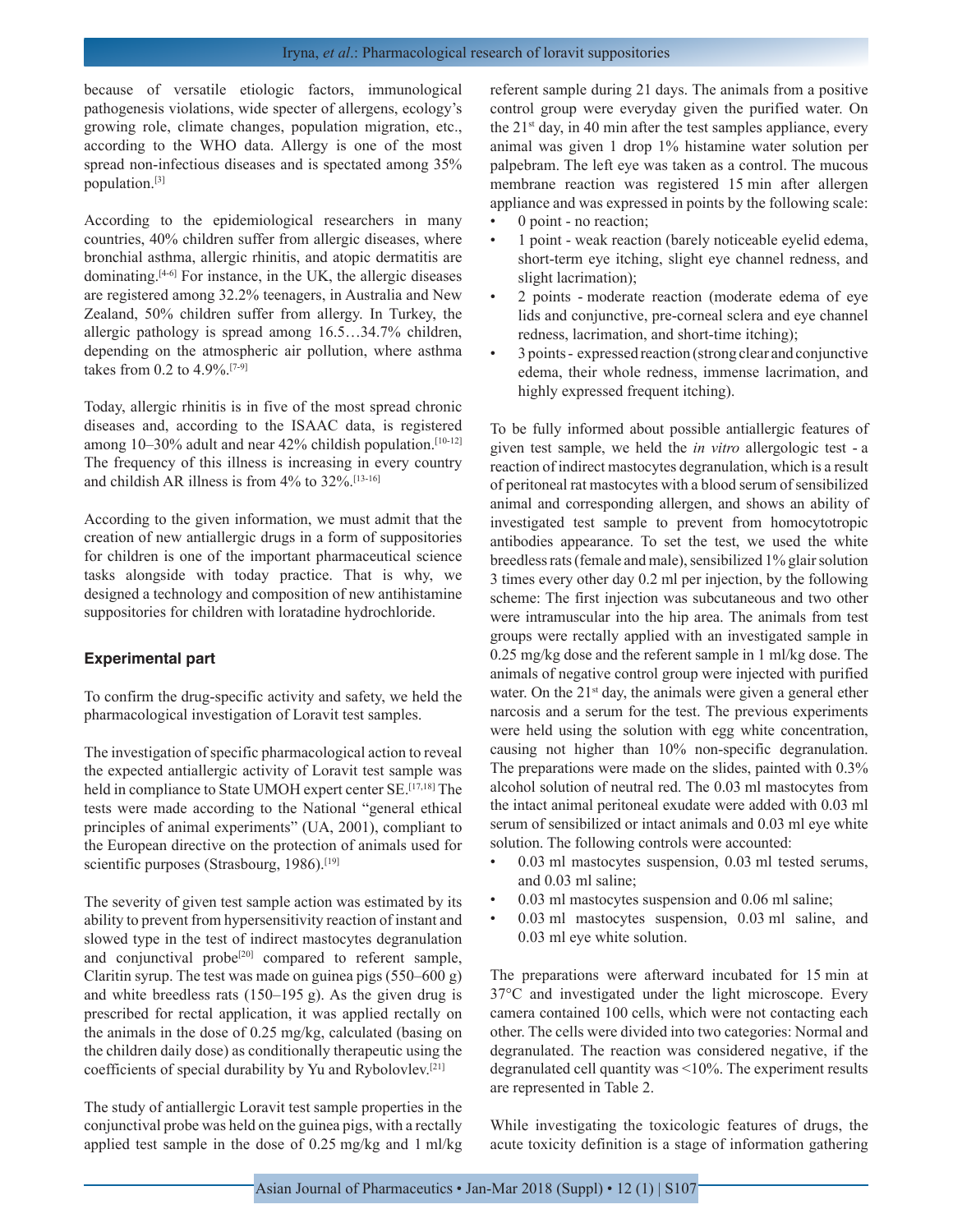because of versatile etiologic factors, immunological pathogenesis violations, wide specter of allergens, ecology's growing role, climate changes, population migration, etc., according to the WHO data. Allergy is one of the most spread non-infectious diseases and is spectated among 35% population.[3]

According to the epidemiological researchers in many countries, 40% children suffer from allergic diseases, where bronchial asthma, allergic rhinitis, and atopic dermatitis are dominating.[4-6] For instance, in the UK, the allergic diseases are registered among 32.2% teenagers, in Australia and New Zealand, 50% children suffer from allergy. In Turkey, the allergic pathology is spread among 16.5…34.7% children, depending on the atmospheric air pollution, where asthma takes from 0.2 to 4.9%.[7-9]

Today, allergic rhinitis is in five of the most spread chronic diseases and, according to the ISAAC data, is registered among 10–30% adult and near 42% childish population.[10-12] The frequency of this illness is increasing in every country and childish AR illness is from 4% to 32%.[13-16]

According to the given information, we must admit that the creation of new antiallergic drugs in a form of suppositories for children is one of the important pharmaceutical science tasks alongside with today practice. That is why, we designed a technology and composition of new antihistamine suppositories for children with loratadine hydrochloride.

## Experimental part

To confirm the drug-specific activity and safety, we held the pharmacological investigation of Loravit test samples.

The investigation of specific pharmacological action to reveal the expected antiallergic activity of Loravit test sample was held in compliance to State UMOH expert center SE.[17,18] The tests were made according to the National "general ethical principles of animal experiments" (UA, 2001), compliant to the European directive on the protection of animals used for scientific purposes (Strasbourg, 1986).[19]

The severity of given test sample action was estimated by its ability to prevent from hypersensitivity reaction of instant and slowed type in the test of indirect mastocytes degranulation and conjunctival probe[20] compared to referent sample, Claritin syrup. The test was made on guinea pigs (550–600 g) and white breedless rats (150–195 g). As the given drug is prescribed for rectal application, it was applied rectally on the animals in the dose of 0.25 mg/kg, calculated (basing on the children daily dose) as conditionally therapeutic using the coefficients of special durability by Yu and Rybolovlev.[21]

The study of antiallergic Loravit test sample properties in the conjunctival probe was held on the guinea pigs, with a rectally applied test sample in the dose of 0.25 mg/kg and 1 ml/kg referent sample during 21 days. The animals from a positive control group were everyday given the purified water. On the 21st day, in 40 min after the test samples appliance, every animal was given 1 drop 1% histamine water solution per palpebram. The left eye was taken as a control. The mucous membrane reaction was registered 15 min after allergen appliance and was expressed in points by the following scale:

- 0 point - no reaction;
- 1 point - weak reaction (barely noticeable eyelid edema, short-term eye itching, slight eye channel redness, and slight lacrimation);
- 2 points - moderate reaction (moderate edema of eye lids and conjunctive, pre-corneal sclera and eye channel redness, lacrimation, and short-time itching);
- 3 points - expressed reaction (strong clear and conjunctive edema, their whole redness, immense lacrimation, and highly expressed frequent itching).

To be fully informed about possible antiallergic features of given test sample, we held the *in vitro* allergologic test - a reaction of indirect mastocytes degranulation, which is a result of peritoneal rat mastocytes with a blood serum of sensibilized animal and corresponding allergen, and shows an ability of investigated test sample to prevent from homocytotropic antibodies appearance. To set the test, we used the white breedless rats (female and male), sensibilized 1% glair solution 3 times every other day 0.2 ml per injection, by the following scheme: The first injection was subcutaneous and two other were intramuscular into the hip area. The animals from test groups were rectally applied with an investigated sample in 0.25 mg/kg dose and the referent sample in 1 ml/kg dose. The animals of negative control group were injected with purified water. On the 21st day, the animals were given a general ether narcosis and a serum for the test. The previous experiments were held using the solution with egg white concentration, causing not higher than 10% non-specific degranulation. The preparations were made on the slides, painted with 0.3% alcohol solution of neutral red. The 0.03 ml mastocytes from the intact animal peritoneal exudate were added with 0.03 ml serum of sensibilized or intact animals and 0.03 ml eye white solution. The following controls were accounted:

- 0.03 ml mastocytes suspension, 0.03 ml tested serums, and 0.03 ml saline;
- 0.03 ml mastocytes suspension and 0.06 ml saline;
- 0.03 ml mastocytes suspension, 0.03 ml saline, and 0.03 ml eye white solution.

The preparations were afterward incubated for 15 min at 37°C and investigated under the light microscope. Every camera contained 100 cells, which were not contacting each other. The cells were divided into two categories: Normal and degranulated. The reaction was considered negative, if the degranulated cell quantity was <10%. The experiment results are represented in Table 2.

While investigating the toxicologic features of drugs, the acute toxicity definition is a stage of information gathering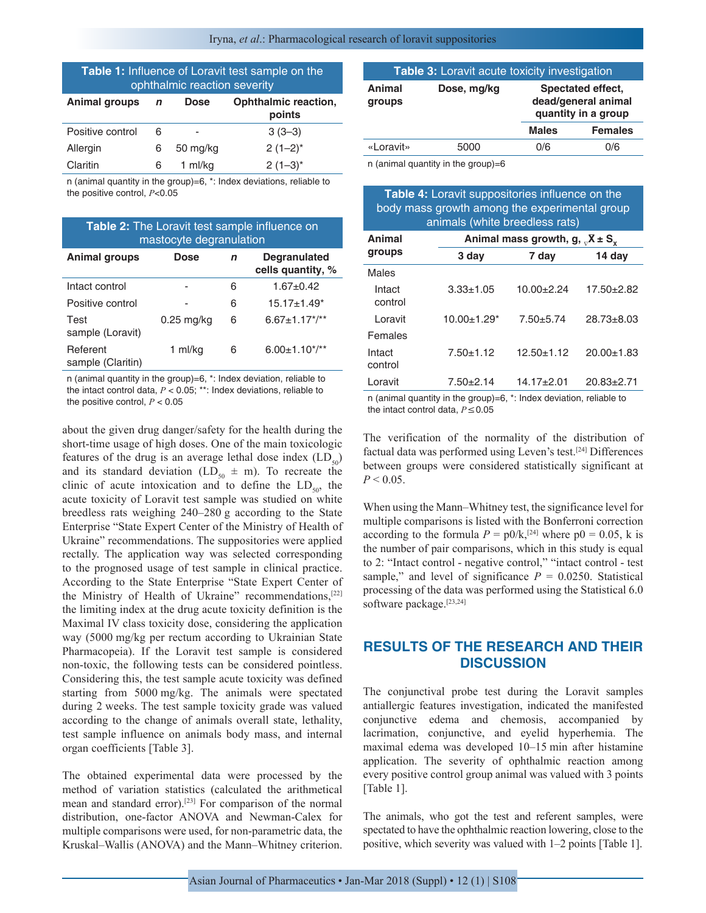**Table 1:** Influence of Loravit test sample on the ophthalmic reaction severity

| Animal groups | *n* | Dose | Ophthalmic reaction, points |
|---|---|---|---|
| Positive control | 6 | - | 3 (3–3) |
| Allergin | 6 | 50 mg/kg | 2 (1–2)* |
| Claritin | 6 | 1 ml/kg | 2 (1–3)* |

n (animal quantity in the group)=6, *: Index deviations, reliable to the positive control, $P<0.05$

**Table 2:** The Loravit test sample influence on mastocyte degranulation

| Animal groups | Dose | *n* | Degranulated cells quantity, % |
|---|---|---|---|
| Intact control | - | 6 | 1.67±0.42 |
| Positive control | - | 6 | 15.17±1.49* |
| Test sample (Loravit) | 0.25 mg/kg | 6 | 6.67±1.17*/** |
| Referent sample (Claritin) | 1 ml/kg | 6 | 6.00±1.10*/** |

n (animal quantity in the group)=6, *: Index deviation, reliable to the intact control data, $P < 0.05$; **: Index deviations, reliable to the positive control, $P < 0.05$

about the given drug danger/safety for the health during the short-time usage of high doses. One of the main toxicologic features of the drug is an average lethal dose index ($LD_{50}$) and its standard deviation ($LD_{50} \pm m$). To recreate the clinic of acute intoxication and to define the $LD_{50}$, the acute toxicity of Loravit test sample was studied on white breedless rats weighing 240–280 g according to the State Enterprise "State Expert Center of the Ministry of Health of Ukraine" recommendations. The suppositories were applied rectally. The application way was selected corresponding to the prognosed usage of test sample in clinical practice. According to the State Enterprise "State Expert Center of the Ministry of Health of Ukraine" recommendations,[22] the limiting index at the drug acute toxicity definition is the Maximal IV class toxicity dose, considering the application way (5000 mg/kg per rectum according to Ukrainian State Pharmacopeia). If the Loravit test sample is considered non-toxic, the following tests can be considered pointless. Considering this, the test sample acute toxicity was defined starting from 5000 mg/kg. The animals were spectated during 2 weeks. The test sample toxicity grade was valued according to the change of animals overall state, lethality, test sample influence on animals body mass, and internal organ coefficients [Table 3].

The obtained experimental data were processed by the method of variation statistics (calculated the arithmetical mean and standard error).[23] For comparison of the normal distribution, one-factor ANOVA and Newman-Calex for multiple comparisons were used, for non-parametric data, the Kruskal–Wallis (ANOVA) and the Mann–Whitney criterion.

**Table 3:** Loravit acute toxicity investigation

| Animal groups | Dose, mg/kg | Spectated effect, dead/general animal quantity in a group | |
|---|---|---|---|
| | | Males | Females |
| «Loravit» | 5000 | 0/6 | 0/6 |

n (animal quantity in the group)=6

**Table 4:** Loravit suppositories influence on the body mass growth among the experimental group animals (white breedless rats)

| Animal groups | Animal mass growth, g, $_{v}X \pm S_x$ | | |
|---|---|---|---|
| | 3 day | 7 day | 14 day |
| Males | | | |
| Intact control | 3.33±1.05 | 10.00±2.24 | 17.50±2.82 |
| Loravit | 10.00±1.29* | 7.50±5.74 | 28.73±8.03 |
| Females | | | |
| Intact control | 7.50±1.12 | 12.50±1.12 | 20.00±1.83 |
| Loravit | 7.50±2.14 | 14.17±2.01 | 20.83±2.71 |

n (animal quantity in the group)=6, *: Index deviation, reliable to the intact control data, $P \leq 0.05$

The verification of the normality of the distribution of factual data was performed using Leven's test.[24] Differences between groups were considered statistically significant at $P < 0.05$.

When using the Mann–Whitney test, the significance level for multiple comparisons is listed with the Bonferroni correction according to the formula $P = p0/k$,[24] where p0 = 0.05, k is the number of pair comparisons, which in this study is equal to 2: "Intact control - negative control," "intact control - test sample," and level of significance $P = 0.0250$. Statistical processing of the data was performed using the Statistical 6.0 software package.[23,24]

## RESULTS OF THE RESEARCH AND THEIR DISCUSSION

The conjunctival probe test during the Loravit samples antiallergic features investigation, indicated the manifested conjunctive edema and chemosis, accompanied by lacrimation, conjunctive, and eyelid hyperhemia. The maximal edema was developed 10–15 min after histamine application. The severity of ophthalmic reaction among every positive control group animal was valued with 3 points [Table 1].

The animals, who got the test and referent samples, were spectated to have the ophthalmic reaction lowering, close to the positive, which severity was valued with 1–2 points [Table 1].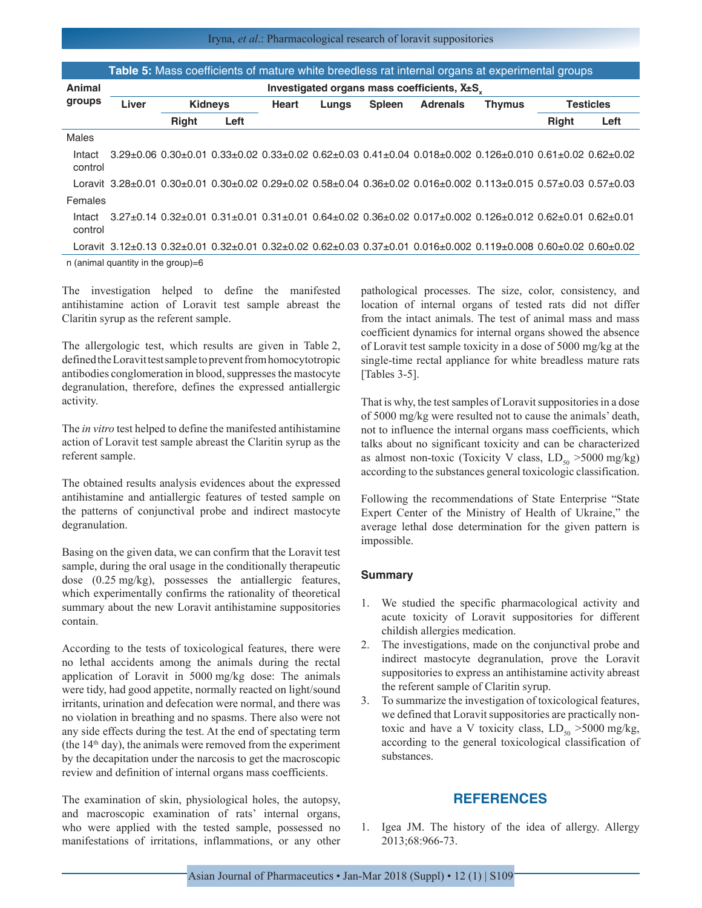**Table 5:** Mass coefficients of mature white breedless rat internal organs at experimental groups

| Animal groups | Investigated organs mass coefficients, $\bar{X}\pm S_x$ | | | | | | | | | |
|---|---|---|---|---|---|---|---|---|---|---|
| | Liver | Kidneys | | Heart | Lungs | Spleen | Adrenals | Thymus | Testicles | |
| | | Right | Left | | | | | | Right | Left |
| Males | | | | | | | | | | |
| Intact control | 3.29±0.06 | 0.30±0.01 | 0.33±0.02 | 0.33±0.02 | 0.62±0.03 | 0.41±0.04 | 0.018±0.002 | 0.126±0.010 | 0.61±0.02 | 0.62±0.02 |
| Loravit | 3.28±0.01 | 0.30±0.01 | 0.30±0.02 | 0.29±0.02 | 0.58±0.04 | 0.36±0.02 | 0.016±0.002 | 0.113±0.015 | 0.57±0.03 | 0.57±0.03 |
| Females | | | | | | | | | | |
| Intact control | 3.27±0.14 | 0.32±0.01 | 0.31±0.01 | 0.31±0.01 | 0.64±0.02 | 0.36±0.02 | 0.017±0.002 | 0.126±0.012 | 0.62±0.01 | 0.62±0.01 |
| Loravit | 3.12±0.13 | 0.32±0.01 | 0.32±0.01 | 0.32±0.02 | 0.62±0.03 | 0.37±0.01 | 0.016±0.002 | 0.119±0.008 | 0.60±0.02 | 0.60±0.02 |

n (animal quantity in the group)=6

The investigation helped to define the manifested antihistamine action of Loravit test sample abreast the Claritin syrup as the referent sample.

The allergologic test, which results are given in Table 2, defined the Loravit test sample to prevent from homocytotropic antibodies conglomeration in blood, suppresses the mastocyte degranulation, therefore, defines the expressed antiallergic activity.

The *in vitro* test helped to define the manifested antihistamine action of Loravit test sample abreast the Claritin syrup as the referent sample.

The obtained results analysis evidences about the expressed antihistamine and antiallergic features of tested sample on the patterns of conjunctival probe and indirect mastocyte degranulation.

Basing on the given data, we can confirm that the Loravit test sample, during the oral usage in the conditionally therapeutic dose (0.25 mg/kg), possesses the antiallergic features, which experimentally confirms the rationality of theoretical summary about the new Loravit antihistamine suppositories contain.

According to the tests of toxicological features, there were no lethal accidents among the animals during the rectal application of Loravit in 5000 mg/kg dose: The animals were tidy, had good appetite, normally reacted on light/sound irritants, urination and defecation were normal, and there was no violation in breathing and no spasms. There also were not any side effects during the test. At the end of spectating term (the 14th day), the animals were removed from the experiment by the decapitation under the narcosis to get the macroscopic review and definition of internal organs mass coefficients.

The examination of skin, physiological holes, the autopsy, and macroscopic examination of rats' internal organs, who were applied with the tested sample, possessed no manifestations of irritations, inflammations, or any other pathological processes. The size, color, consistency, and location of internal organs of tested rats did not differ from the intact animals. The test of animal mass and mass coefficient dynamics for internal organs showed the absence of Loravit test sample toxicity in a dose of 5000 mg/kg at the single-time rectal appliance for white breadless mature rats [Tables 3-5].

That is why, the test samples of Loravit suppositories in a dose of 5000 mg/kg were resulted not to cause the animals' death, not to influence the internal organs mass coefficients, which talks about no significant toxicity and can be characterized as almost non-toxic (Toxicity V class, $LD_{50}$ >5000 mg/kg) according to the substances general toxicologic classification.

Following the recommendations of State Enterprise "State Expert Center of the Ministry of Health of Ukraine," the average lethal dose determination for the given pattern is impossible.

### Summary

1. We studied the specific pharmacological activity and acute toxicity of Loravit suppositories for different childish allergies medication.
2. The investigations, made on the conjunctival probe and indirect mastocyte degranulation, prove the Loravit suppositories to express an antihistamine activity abreast the referent sample of Claritin syrup.
3. To summarize the investigation of toxicological features, we defined that Loravit suppositories are practically non-toxic and have a V toxicity class, $LD_{50}$ >5000 mg/kg, according to the general toxicological classification of substances.

## REFERENCES

1. Igea JM. The history of the idea of allergy. Allergy 2013;68:966-73.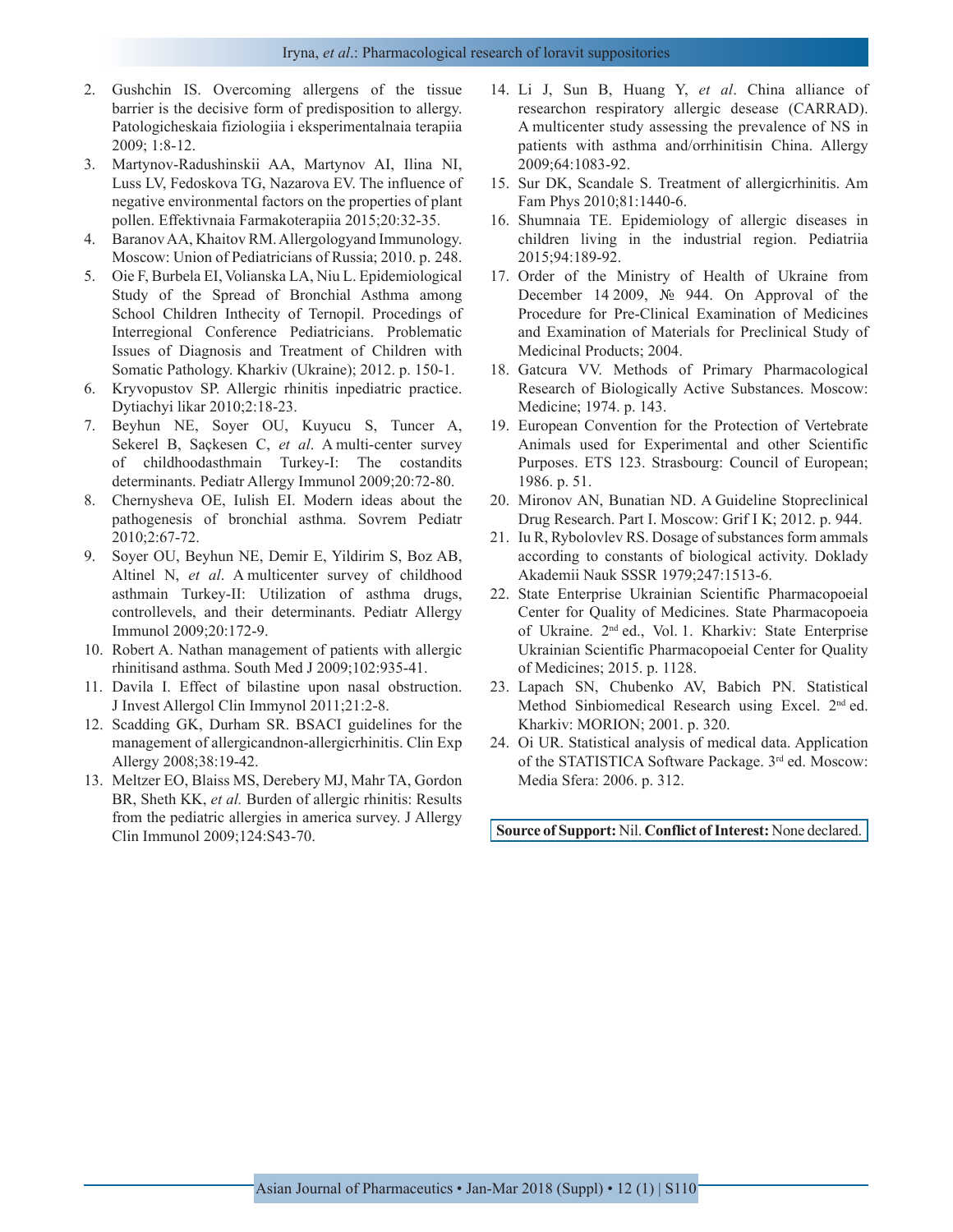2. Gushchin IS. Overcoming allergens of the tissue barrier is the decisive form of predisposition to allergy. Patologicheskaia fiziologiia i eksperimentalnaia terapiia 2009; 1:8-12.
3. Martynov-Radushinskii AA, Martynov AI, Ilina NI, Luss LV, Fedoskova TG, Nazarova EV. The influence of negative environmental factors on the properties of plant pollen. Effektivnaia Farmakoterapiia 2015;20:32-35.
4. Baranov AA, Khaitov RM. Allergologyand Immunology. Moscow: Union of Pediatricians of Russia; 2010. p. 248.
5. Oie F, Burbela EI, Volianska LA, Niu L. Epidemiological Study of the Spread of Bronchial Asthma among School Children Inthecity of Ternopil. Procedings of Interregional Conference Pediatricians. Problematic Issues of Diagnosis and Treatment of Children with Somatic Pathology. Kharkiv (Ukraine); 2012. p. 150-1.
6. Kryvopustov SP. Allergic rhinitis inpediatric practice. Dytiachyi likar 2010;2:18-23.
7. Beyhun NE, Soyer OU, Kuyucu S, Tuncer A, Sekerel B, Saçkesen C, *et al*. A multi-center survey of childhoodasthmain Turkey-I: The costandits determinants. Pediatr Allergy Immunol 2009;20:72-80.
8. Chernysheva OE, Iulish EI. Modern ideas about the pathogenesis of bronchial asthma. Sovrem Pediatr 2010;2:67-72.
9. Soyer OU, Beyhun NE, Demir E, Yildirim S, Boz AB, Altinel N, *et al*. A multicenter survey of childhood asthmain Turkey-II: Utilization of asthma drugs, controllevels, and their determinants. Pediatr Allergy Immunol 2009;20:172-9.
10. Robert A. Nathan management of patients with allergic rhinitisand asthma. South Med J 2009;102:935-41.
11. Davila I. Effect of bilastine upon nasal obstruction. J Invest Allergol Clin Immynol 2011;21:2-8.
12. Scadding GK, Durham SR. BSACI guidelines for the management of allergicandnon-allergicrhinitis. Clin Exp Allergy 2008;38:19-42.
13. Meltzer EO, Blaiss MS, Derebery MJ, Mahr TA, Gordon BR, Sheth KK, *et al.* Burden of allergic rhinitis: Results from the pediatric allergies in america survey. J Allergy Clin Immunol 2009;124:S43-70.
14. Li J, Sun B, Huang Y, *et al*. China alliance of researchon respiratory allergic desease (CARRAD). A multicenter study assessing the prevalence of NS in patients with asthma and/orrhinitisin China. Allergy 2009;64:1083-92.
15. Sur DK, Scandale S. Treatment of allergicrhinitis. Am Fam Phys 2010;81:1440-6.
16. Shumnaia TE. Epidemiology of allergic diseases in children living in the industrial region. Pediatriia 2015;94:189-92.
17. Order of the Ministry of Health of Ukraine from December 14 2009, № 944. On Approval of the Procedure for Pre-Clinical Examination of Medicines and Examination of Materials for Preclinical Study of Medicinal Products; 2004.
18. Gatcura VV. Methods of Primary Pharmacological Research of Biologically Active Substances. Moscow: Medicine; 1974. p. 143.
19. European Convention for the Protection of Vertebrate Animals used for Experimental and other Scientific Purposes. ETS 123. Strasbourg: Council of European; 1986. p. 51.
20. Mironov AN, Bunatian ND. A Guideline Stopreclinical Drug Research. Part I. Moscow: Grif I K; 2012. p. 944.
21. Iu R, Rybolovlev RS. Dosage of substances form ammals according to constants of biological activity. Doklady Akademii Nauk SSSR 1979;247:1513-6.
22. State Enterprise Ukrainian Scientific Pharmacopoeial Center for Quality of Medicines. State Pharmacopoeia of Ukraine. 2nd ed., Vol. 1. Kharkiv: State Enterprise Ukrainian Scientific Pharmacopoeial Center for Quality of Medicines; 2015. p. 1128.
23. Lapach SN, Chubenko AV, Babich PN. Statistical Method Sinbiomedical Research using Excel. 2nd ed. Kharkiv: MORION; 2001. p. 320.
24. Oi UR. Statistical analysis of medical data. Application of the STATISTICA Software Package. 3rd ed. Moscow: Media Sfera: 2006. p. 312.

**Source of Support:** Nil. **Conflict of Interest:** None declared.